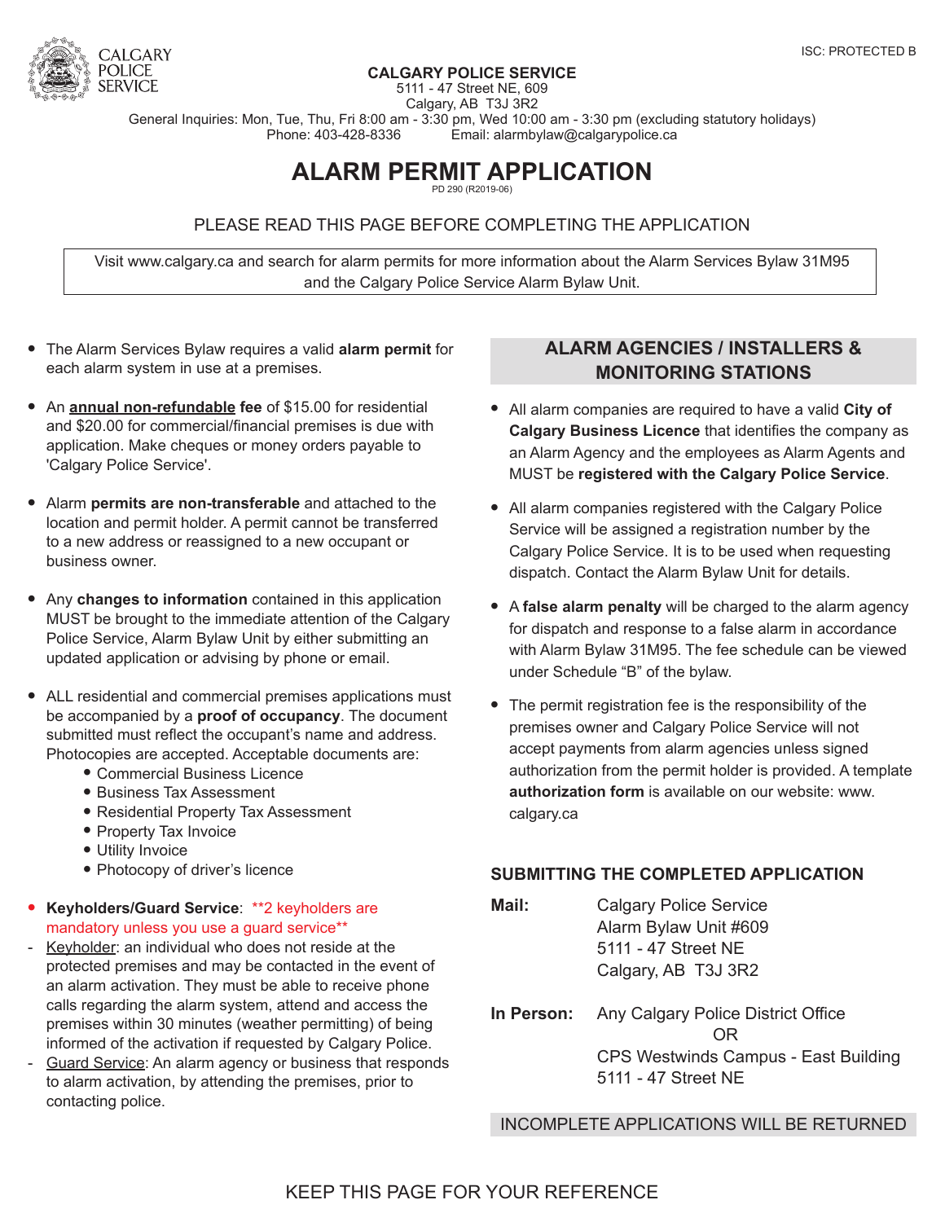ISC: PROTECTED B

**CALGARY POLICE SERVICE**
5111 - 47 Street NE, 609
Calgary, AB T3J 3R2
General Inquiries: Mon, Tue, Thu, Fri 8:00 am - 3:30 pm, Wed 10:00 am - 3:30 pm (excluding statutory holidays)
Phone: 403-428-8336 Email: alarmbylaw@calgarypolice.ca

# ALARM PERMIT APPLICATION

PD 290 (R2019-06)

PLEASE READ THIS PAGE BEFORE COMPLETING THE APPLICATION

Visit www.calgary.ca and search for alarm permits for more information about the Alarm Services Bylaw 31M95 and the Calgary Police Service Alarm Bylaw Unit.

- The Alarm Services Bylaw requires a valid **alarm permit** for each alarm system in use at a premises.
- An **annual non-refundable fee** of $15.00 for residential and $20.00 for commercial/financial premises is due with application. Make cheques or money orders payable to 'Calgary Police Service'.
- Alarm **permits are non-transferable** and attached to the location and permit holder. A permit cannot be transferred to a new address or reassigned to a new occupant or business owner.
- Any **changes to information** contained in this application MUST be brought to the immediate attention of the Calgary Police Service, Alarm Bylaw Unit by either submitting an updated application or advising by phone or email.
- ALL residential and commercial premises applications must be accompanied by a **proof of occupancy**. The document submitted must reflect the occupant's name and address. Photocopies are accepted. Acceptable documents are:
  - Commercial Business Licence
  - Business Tax Assessment
  - Residential Property Tax Assessment
  - Property Tax Invoice
  - Utility Invoice
  - Photocopy of driver's licence
- **Keyholders/Guard Service**: **2 keyholders are mandatory unless you use a guard service**
  - Keyholder: an individual who does not reside at the protected premises and may be contacted in the event of an alarm activation. They must be able to receive phone calls regarding the alarm system, attend and access the premises within 30 minutes (weather permitting) of being informed of the activation if requested by Calgary Police.
  - Guard Service: An alarm agency or business that responds to alarm activation, by attending the premises, prior to contacting police.

## ALARM AGENCIES / INSTALLERS & MONITORING STATIONS

- All alarm companies are required to have a valid **City of Calgary Business Licence** that identifies the company as an Alarm Agency and the employees as Alarm Agents and MUST be **registered with the Calgary Police Service**.
- All alarm companies registered with the Calgary Police Service will be assigned a registration number by the Calgary Police Service. It is to be used when requesting dispatch. Contact the Alarm Bylaw Unit for details.
- A **false alarm penalty** will be charged to the alarm agency for dispatch and response to a false alarm in accordance with Alarm Bylaw 31M95. The fee schedule can be viewed under Schedule "B" of the bylaw.
- The permit registration fee is the responsibility of the premises owner and Calgary Police Service will not accept payments from alarm agencies unless signed authorization from the permit holder is provided. A template **authorization form** is available on our website: www.calgary.ca

## SUBMITTING THE COMPLETED APPLICATION

**Mail:**
Calgary Police Service
Alarm Bylaw Unit #609
5111 - 47 Street NE
Calgary, AB T3J 3R2

**In Person:**
Any Calgary Police District Office
OR
CPS Westwinds Campus - East Building
5111 - 47 Street NE

INCOMPLETE APPLICATIONS WILL BE RETURNED

KEEP THIS PAGE FOR YOUR REFERENCE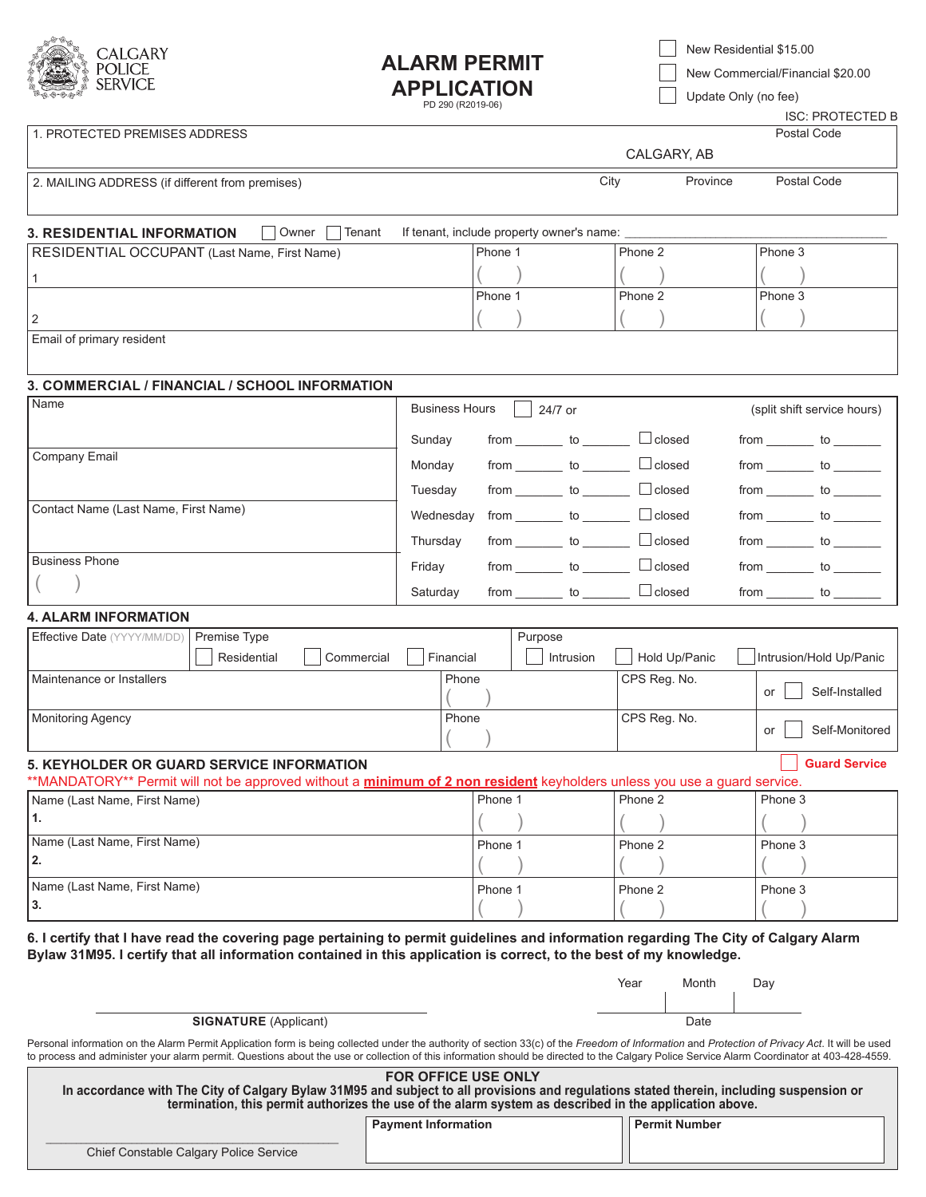CALGARY POLICE SERVICE

# ALARM PERMIT APPLICATION

PD 290 (R2019-06)

- ☐ New Residential $15.00
- ☐ New Commercial/Financial $20.00
- ☐ Update Only (no fee)

ISC: PROTECTED B

| 1. PROTECTED PREMISES ADDRESS | | Postal Code |
|---|---|---|
| | CALGARY, AB | |

| 2. MAILING ADDRESS (if different from premises) | City | Province | Postal Code |
|---|---|---|---|
| | | | |

## 3. RESIDENTIAL INFORMATION

☐ Owner ☐ Tenant If tenant, include property owner's name: ______________________________

| RESIDENTIAL OCCUPANT (Last Name, First Name) | Phone 1 | Phone 2 | Phone 3 |
|---|---|---|---|
| 1 | ( ) | ( ) | ( ) |
| 2 | ( ) | ( ) | ( ) |
| Email of primary resident | | | |

## 3. COMMERCIAL / FINANCIAL / SCHOOL INFORMATION

| | |
|---|---|
| Name | |
| Company Email | |
| Contact Name (Last Name, First Name) | |
| Business Phone ( ) | |

Business Hours ☐ 24/7 or (split shift service hours)

| Day | | | | |
|---|---|---|---|---|
| Sunday | from _______ to _______ | ☐ closed | from _______ to _______ |
| Monday | from _______ to _______ | ☐ closed | from _______ to _______ |
| Tuesday | from _______ to _______ | ☐ closed | from _______ to _______ |
| Wednesday | from _______ to _______ | ☐ closed | from _______ to _______ |
| Thursday | from _______ to _______ | ☐ closed | from _______ to _______ |
| Friday | from _______ to _______ | ☐ closed | from _______ to _______ |
| Saturday | from _______ to _______ | ☐ closed | from _______ to _______ |

## 4. ALARM INFORMATION

| Effective Date (YYYY/MM/DD) | Premise Type | Purpose |
|---|---|---|
| | ☐ Residential ☐ Commercial ☐ Financial | ☐ Intrusion ☐ Hold Up/Panic ☐ Intrusion/Hold Up/Panic |

| | Phone | CPS Reg. No. | |
|---|---|---|---|
| Maintenance or Installers | ( ) | | or ☐ Self-Installed |
| Monitoring Agency | ( ) | | or ☐ Self-Monitored |

## 5. KEYHOLDER OR GUARD SERVICE INFORMATION

☐ Guard Service

**MANDATORY** Permit will not be approved without a **minimum of 2 non resident** keyholders unless you use a guard service.

| Name (Last Name, First Name) | Phone 1 | Phone 2 | Phone 3 |
|---|---|---|---|
| **1.** | ( ) | ( ) | ( ) |
| **2.** | ( ) | ( ) | ( ) |
| **3.** | ( ) | ( ) | ( ) |

**6. I certify that I have read the covering page pertaining to permit guidelines and information regarding The City of Calgary Alarm Bylaw 31M95. I certify that all information contained in this application is correct, to the best of my knowledge.**

______________________________ **SIGNATURE** (Applicant)

Year | Month | Day
Date

Personal information on the Alarm Permit Application form is being collected under the authority of section 33(c) of the *Freedom of Information* and *Protection of Privacy Act*. It will be used to process and administer your alarm permit. Questions about the use or collection of this information should be directed to the Calgary Police Service Alarm Coordinator at 403-428-4559.

**FOR OFFICE USE ONLY**

**In accordance with The City of Calgary Bylaw 31M95 and subject to all provisions and regulations stated therein, including suspension or termination, this permit authorizes the use of the alarm system as described in the application above.**

| | Payment Information | Permit Number |
|---|---|---|
| Chief Constable Calgary Police Service | | |